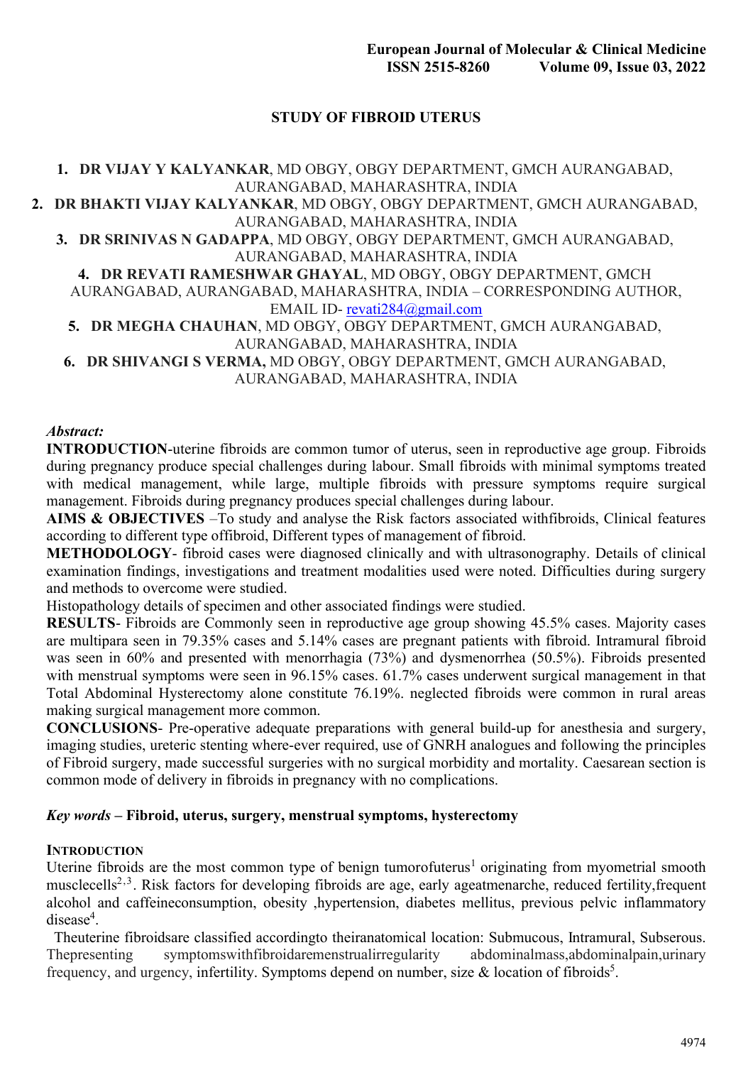# STUDY OF FIBROID UTERUS

1. **DR VIJAY Y KALYANKAR**, MD OBGY, OBGY DEPARTMENT, GMCH AURANGABAD, AURANGABAD, MAHARASHTRA, INDIA
2. **DR BHAKTI VIJAY KALYANKAR**, MD OBGY, OBGY DEPARTMENT, GMCH AURANGABAD, AURANGABAD, MAHARASHTRA, INDIA
3. **DR SRINIVAS N GADAPPA**, MD OBGY, OBGY DEPARTMENT, GMCH AURANGABAD, AURANGABAD, MAHARASHTRA, INDIA
4. **DR REVATI RAMESHWAR GHAYAL**, MD OBGY, OBGY DEPARTMENT, GMCH AURANGABAD, AURANGABAD, MAHARASHTRA, INDIA – CORRESPONDING AUTHOR, EMAIL ID- revati284@gmail.com
5. **DR MEGHA CHAUHAN**, MD OBGY, OBGY DEPARTMENT, GMCH AURANGABAD, AURANGABAD, MAHARASHTRA, INDIA
6. **DR SHIVANGI S VERMA,** MD OBGY, OBGY DEPARTMENT, GMCH AURANGABAD, AURANGABAD, MAHARASHTRA, INDIA

***Abstract:***

**INTRODUCTION**-uterine fibroids are common tumor of uterus, seen in reproductive age group. Fibroids during pregnancy produce special challenges during labour. Small fibroids with minimal symptoms treated with medical management, while large, multiple fibroids with pressure symptoms require surgical management. Fibroids during pregnancy produces special challenges during labour.

**AIMS & OBJECTIVES** –To study and analyse the Risk factors associated withfibroids, Clinical features according to different type offibroid, Different types of management of fibroid.

**METHODOLOGY**- fibroid cases were diagnosed clinically and with ultrasonography. Details of clinical examination findings, investigations and treatment modalities used were noted. Difficulties during surgery and methods to overcome were studied.

Histopathology details of specimen and other associated findings were studied.

**RESULTS**- Fibroids are Commonly seen in reproductive age group showing 45.5% cases. Majority cases are multipara seen in 79.35% cases and 5.14% cases are pregnant patients with fibroid. Intramural fibroid was seen in 60% and presented with menorrhagia (73%) and dysmenorrhea (50.5%). Fibroids presented with menstrual symptoms were seen in 96.15% cases. 61.7% cases underwent surgical management in that Total Abdominal Hysterectomy alone constitute 76.19%. neglected fibroids were common in rural areas making surgical management more common.

**CONCLUSIONS**- Pre-operative adequate preparations with general build-up for anesthesia and surgery, imaging studies, ureteric stenting where-ever required, use of GNRH analogues and following the principles of Fibroid surgery, made successful surgeries with no surgical morbidity and mortality. Caesarean section is common mode of delivery in fibroids in pregnancy with no complications.

***Key words* – Fibroid, uterus, surgery, menstrual symptoms, hysterectomy**

## INTRODUCTION

Uterine fibroids are the most common type of benign tumorofuterus[1] originating from myometrial smooth musclecells[2,3]. Risk factors for developing fibroids are age, early ageatmenarche, reduced fertility,frequent alcohol and caffeineconsumption, obesity ,hypertension, diabetes mellitus, previous pelvic inflammatory disease[4].

Theuterine fibroidsare classified accordingto theiranatomical location: Submucous, Intramural, Subserous. Thepresenting symptomswithfibroidaremenstrualirregularity abdominalmass,abdominalpain,urinary frequency, and urgency, infertility. Symptoms depend on number, size & location of fibroids[5].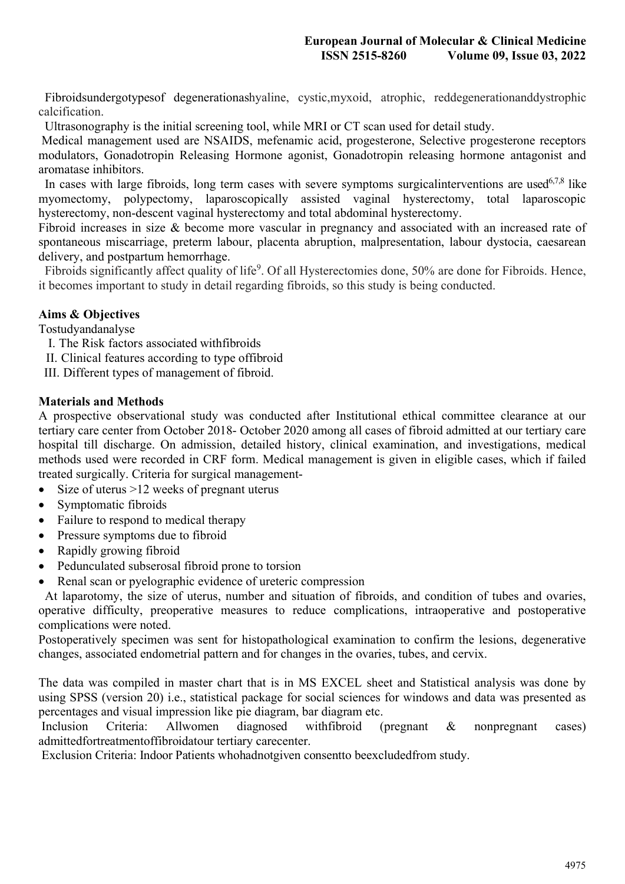Fibroidsundergotypesof degenerationashyaline, cystic,myxoid, atrophic, reddegenerationanddystrophic calcification.

Ultrasonography is the initial screening tool, while MRI or CT scan used for detail study.

Medical management used are NSAIDS, mefenamic acid, progesterone, Selective progesterone receptors modulators, Gonadotropin Releasing Hormone agonist, Gonadotropin releasing hormone antagonist and aromatase inhibitors.

In cases with large fibroids, long term cases with severe symptoms surgicalinterventions are used[6,7,8] like myomectomy, polypectomy, laparoscopically assisted vaginal hysterectomy, total laparoscopic hysterectomy, non-descent vaginal hysterectomy and total abdominal hysterectomy.

Fibroid increases in size & become more vascular in pregnancy and associated with an increased rate of spontaneous miscarriage, preterm labour, placenta abruption, malpresentation, labour dystocia, caesarean delivery, and postpartum hemorrhage.

Fibroids significantly affect quality of life[9]. Of all Hysterectomies done, 50% are done for Fibroids. Hence, it becomes important to study in detail regarding fibroids, so this study is being conducted.

## Aims & Objectives

Tostudyandanalyse

I. The Risk factors associated withfibroids

II. Clinical features according to type offibroid

III. Different types of management of fibroid.

## Materials and Methods

A prospective observational study was conducted after Institutional ethical committee clearance at our tertiary care center from October 2018- October 2020 among all cases of fibroid admitted at our tertiary care hospital till discharge. On admission, detailed history, clinical examination, and investigations, medical methods used were recorded in CRF form. Medical management is given in eligible cases, which if failed treated surgically. Criteria for surgical management-

- Size of uterus >12 weeks of pregnant uterus
- Symptomatic fibroids
- Failure to respond to medical therapy
- Pressure symptoms due to fibroid
- Rapidly growing fibroid
- Pedunculated subserosal fibroid prone to torsion
- Renal scan or pyelographic evidence of ureteric compression

At laparotomy, the size of uterus, number and situation of fibroids, and condition of tubes and ovaries, operative difficulty, preoperative measures to reduce complications, intraoperative and postoperative complications were noted.

Postoperatively specimen was sent for histopathological examination to confirm the lesions, degenerative changes, associated endometrial pattern and for changes in the ovaries, tubes, and cervix.

The data was compiled in master chart that is in MS EXCEL sheet and Statistical analysis was done by using SPSS (version 20) i.e., statistical package for social sciences for windows and data was presented as percentages and visual impression like pie diagram, bar diagram etc.

Inclusion Criteria: Allwomen diagnosed withfibroid (pregnant & nonpregnant cases) admittedfortreatmentoffibroidatour tertiary carecenter.

Exclusion Criteria: Indoor Patients whohadnotgiven consentto beexcludedfrom study.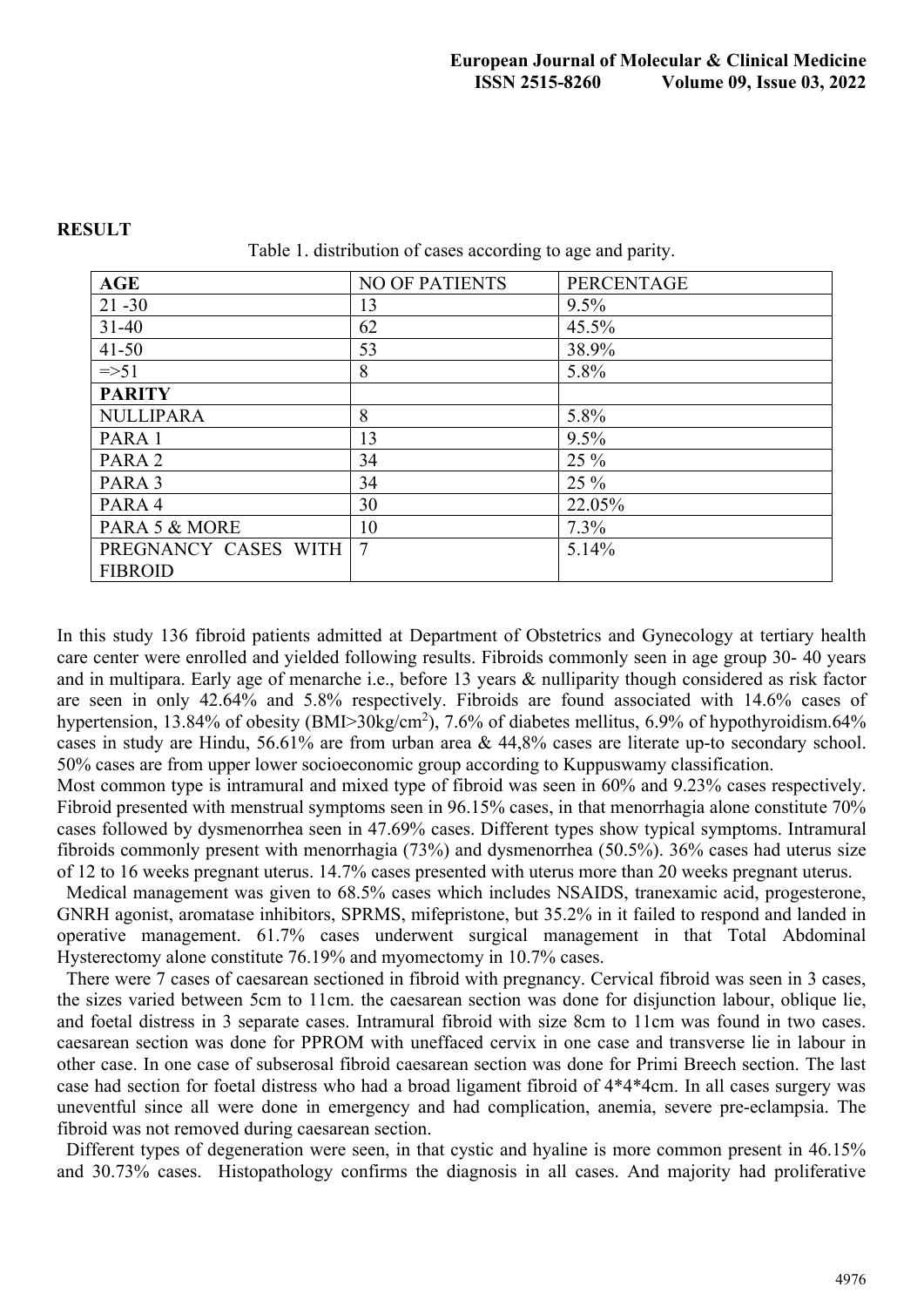**RESULT**

Table 1. distribution of cases according to age and parity.

| AGE | NO OF PATIENTS | PERCENTAGE |
|---|---|---|
| 21 -30 | 13 | 9.5% |
| 31-40 | 62 | 45.5% |
| 41-50 | 53 | 38.9% |
| =>51 | 8 | 5.8% |
| **PARITY** | | |
| NULLIPARA | 8 | 5.8% |
| PARA 1 | 13 | 9.5% |
| PARA 2 | 34 | 25 % |
| PARA 3 | 34 | 25 % |
| PARA 4 | 30 | 22.05% |
| PARA 5 & MORE | 10 | 7.3% |
| PREGNANCY CASES WITH FIBROID | 7 | 5.14% |

In this study 136 fibroid patients admitted at Department of Obstetrics and Gynecology at tertiary health care center were enrolled and yielded following results. Fibroids commonly seen in age group 30- 40 years and in multipara. Early age of menarche i.e., before 13 years & nulliparity though considered as risk factor are seen in only 42.64% and 5.8% respectively. Fibroids are found associated with 14.6% cases of hypertension, 13.84% of obesity (BMI>30kg/cm$^2$), 7.6% of diabetes mellitus, 6.9% of hypothyroidism.64% cases in study are Hindu, 56.61% are from urban area & 44,8% cases are literate up-to secondary school. 50% cases are from upper lower socioeconomic group according to Kuppuswamy classification.

Most common type is intramural and mixed type of fibroid was seen in 60% and 9.23% cases respectively. Fibroid presented with menstrual symptoms seen in 96.15% cases, in that menorrhagia alone constitute 70% cases followed by dysmenorrhea seen in 47.69% cases. Different types show typical symptoms. Intramural fibroids commonly present with menorrhagia (73%) and dysmenorrhea (50.5%). 36% cases had uterus size of 12 to 16 weeks pregnant uterus. 14.7% cases presented with uterus more than 20 weeks pregnant uterus.

Medical management was given to 68.5% cases which includes NSAIDS, tranexamic acid, progesterone, GNRH agonist, aromatase inhibitors, SPRMS, mifepristone, but 35.2% in it failed to respond and landed in operative management. 61.7% cases underwent surgical management in that Total Abdominal Hysterectomy alone constitute 76.19% and myomectomy in 10.7% cases.

There were 7 cases of caesarean sectioned in fibroid with pregnancy. Cervical fibroid was seen in 3 cases, the sizes varied between 5cm to 11cm. the caesarean section was done for disjunction labour, oblique lie, and foetal distress in 3 separate cases. Intramural fibroid with size 8cm to 11cm was found in two cases. caesarean section was done for PPROM with uneffaced cervix in one case and transverse lie in labour in other case. In one case of subserosal fibroid caesarean section was done for Primi Breech section. The last case had section for foetal distress who had a broad ligament fibroid of 4*4*4cm. In all cases surgery was uneventful since all were done in emergency and had complication, anemia, severe pre-eclampsia. The fibroid was not removed during caesarean section.

Different types of degeneration were seen, in that cystic and hyaline is more common present in 46.15% and 30.73% cases. Histopathology confirms the diagnosis in all cases. And majority had proliferative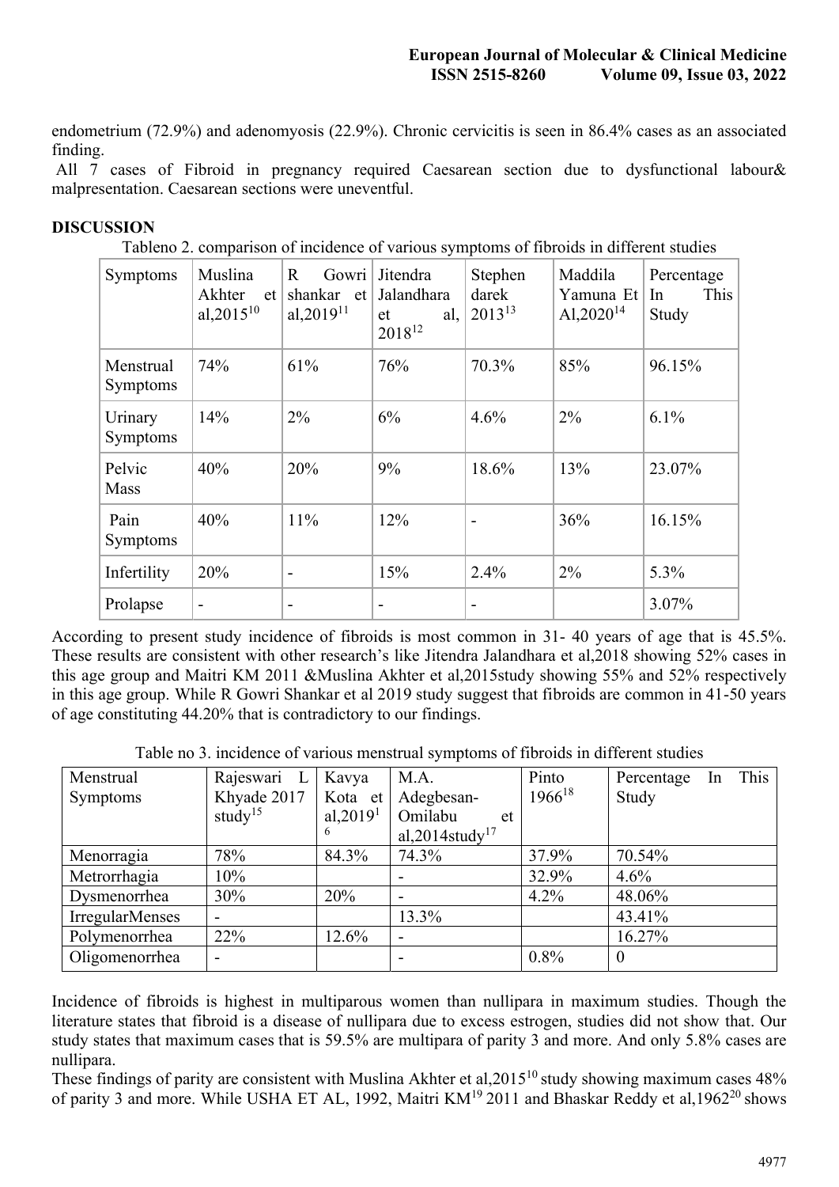endometrium (72.9%) and adenomyosis (22.9%). Chronic cervicitis is seen in 86.4% cases as an associated finding.

All 7 cases of Fibroid in pregnancy required Caesarean section due to dysfunctional labour& malpresentation. Caesarean sections were uneventful.

## DISCUSSION

Tableno 2. comparison of incidence of various symptoms of fibroids in different studies

| Symptoms | Muslina Akhter et al,2015[10] | R Gowri shankar et al,2019[11] | Jitendra Jalandhara et al, 2018[12] | Stephen darek 2013[13] | Maddila Yamuna Et Al,2020[14] | Percentage In This Study |
|---|---|---|---|---|---|---|
| Menstrual Symptoms | 74% | 61% | 76% | 70.3% | 85% | 96.15% |
| Urinary Symptoms | 14% | 2% | 6% | 4.6% | 2% | 6.1% |
| Pelvic Mass | 40% | 20% | 9% | 18.6% | 13% | 23.07% |
| Pain Symptoms | 40% | 11% | 12% | - | 36% | 16.15% |
| Infertility | 20% | - | 15% | 2.4% | 2% | 5.3% |
| Prolapse | - | - | - | - | | 3.07% |

According to present study incidence of fibroids is most common in 31- 40 years of age that is 45.5%. These results are consistent with other research's like Jitendra Jalandhara et al,2018 showing 52% cases in this age group and Maitri KM 2011 &Muslina Akhter et al,2015study showing 55% and 52% respectively in this age group. While R Gowri Shankar et al 2019 study suggest that fibroids are common in 41-50 years of age constituting 44.20% that is contradictory to our findings.

Table no 3. incidence of various menstrual symptoms of fibroids in different studies

| Menstrual Symptoms | Rajeswari L Khyade 2017 study[15] | Kavya Kota et al,2019[16] | M.A. Adegbesan-Omilabu et al,2014study[17] | Pinto 1966[18] | Percentage In This Study |
|---|---|---|---|---|---|
| Menorragia | 78% | 84.3% | 74.3% | 37.9% | 70.54% |
| Metrorrhagia | 10% | | - | 32.9% | 4.6% |
| Dysmenorrhea | 30% | 20% | - | 4.2% | 48.06% |
| IrregularMenses | - | | 13.3% | | 43.41% |
| Polymenorrhea | 22% | 12.6% | - | | 16.27% |
| Oligomenorrhea | - | | - | 0.8% | 0 |

Incidence of fibroids is highest in multiparous women than nullipara in maximum studies. Though the literature states that fibroid is a disease of nullipara due to excess estrogen, studies did not show that. Our study states that maximum cases that is 59.5% are multipara of parity 3 and more. And only 5.8% cases are nullipara.

These findings of parity are consistent with Muslina Akhter et al,2015[10] study showing maximum cases 48% of parity 3 and more. While USHA ET AL, 1992, Maitri KM[19] 2011 and Bhaskar Reddy et al,1962[20] shows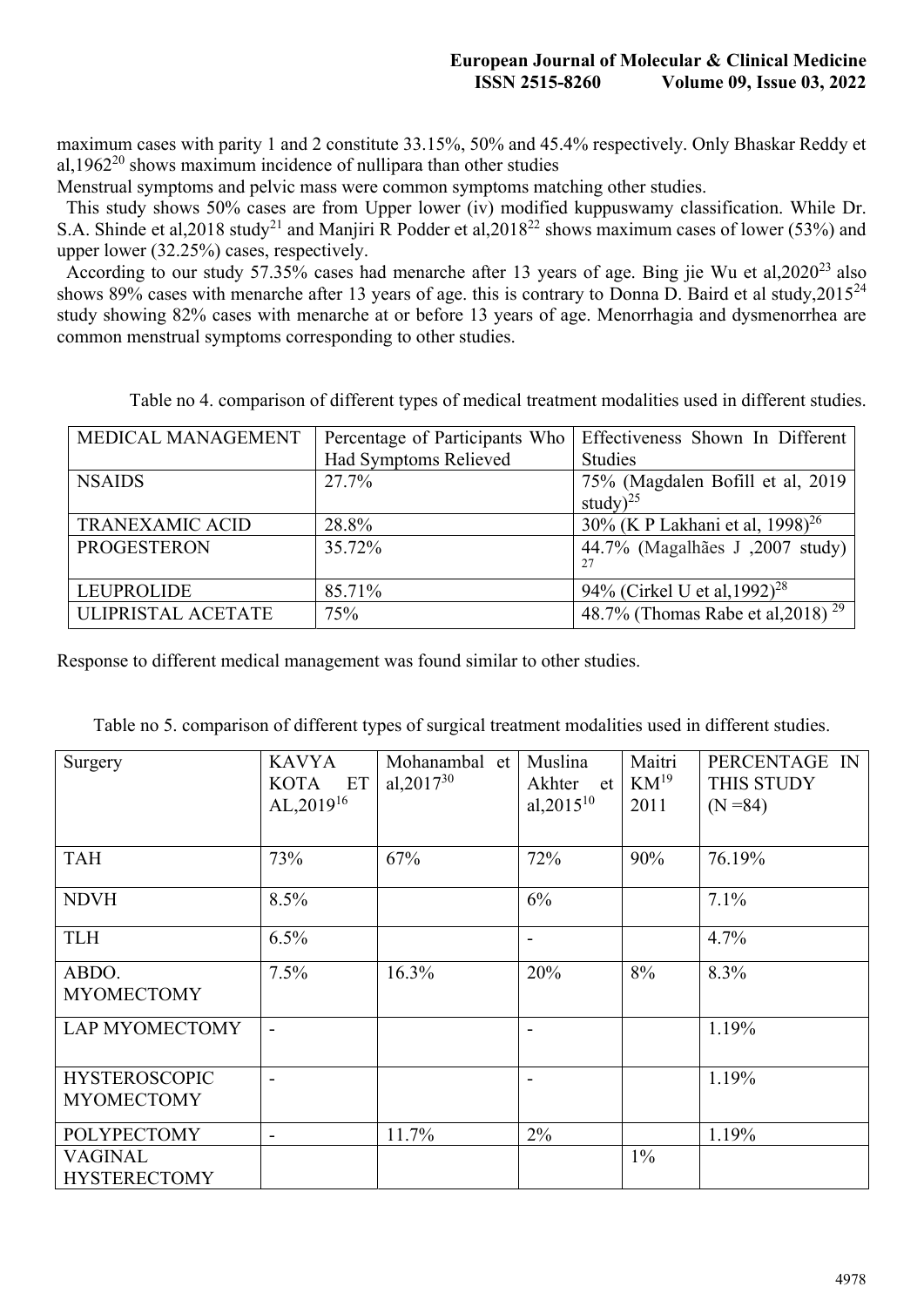maximum cases with parity 1 and 2 constitute 33.15%, 50% and 45.4% respectively. Only Bhaskar Reddy et al,1962[20] shows maximum incidence of nullipara than other studies

Menstrual symptoms and pelvic mass were common symptoms matching other studies.

This study shows 50% cases are from Upper lower (iv) modified kuppuswamy classification. While Dr. S.A. Shinde et al,2018 study[21] and Manjiri R Podder et al,2018[22] shows maximum cases of lower (53%) and upper lower (32.25%) cases, respectively.

According to our study 57.35% cases had menarche after 13 years of age. Bing jie Wu et al,2020[23] also shows 89% cases with menarche after 13 years of age. this is contrary to Donna D. Baird et al study,2015[24] study showing 82% cases with menarche at or before 13 years of age. Menorrhagia and dysmenorrhea are common menstrual symptoms corresponding to other studies.

Table no 4. comparison of different types of medical treatment modalities used in different studies.

| MEDICAL MANAGEMENT | Percentage of Participants Who Had Symptoms Relieved | Effectiveness Shown In Different Studies |
|---|---|---|
| NSAIDS | 27.7% | 75% (Magdalen Bofill et al, 2019 study)[25] |
| TRANEXAMIC ACID | 28.8% | 30% (K P Lakhani et al, 1998)[26] |
| PROGESTERON | 35.72% | 44.7% (Magalhães J ,2007 study)[27] |
| LEUPROLIDE | 85.71% | 94% (Cirkel U et al,1992)[28] |
| ULIPRISTAL ACETATE | 75% | 48.7% (Thomas Rabe et al,2018)[29] |

Response to different medical management was found similar to other studies.

Table no 5. comparison of different types of surgical treatment modalities used in different studies.

| Surgery | KAVYA KOTA ET AL,2019[16] | Mohanambal et al,2017[30] | Muslina Akhter et al,2015[10] | Maitri KM[19] 2011 | PERCENTAGE IN THIS STUDY (N =84) |
|---|---|---|---|---|---|
| TAH | 73% | 67% | 72% | 90% | 76.19% |
| NDVH | 8.5% | | 6% | | 7.1% |
| TLH | 6.5% | | - | | 4.7% |
| ABDO. MYOMECTOMY | 7.5% | 16.3% | 20% | 8% | 8.3% |
| LAP MYOMECTOMY | - | | - | | 1.19% |
| HYSTEROSCOPIC MYOMECTOMY | - | | - | | 1.19% |
| POLYPECTOMY | - | 11.7% | 2% | | 1.19% |
| VAGINAL HYSTERECTOMY | | | | 1% | |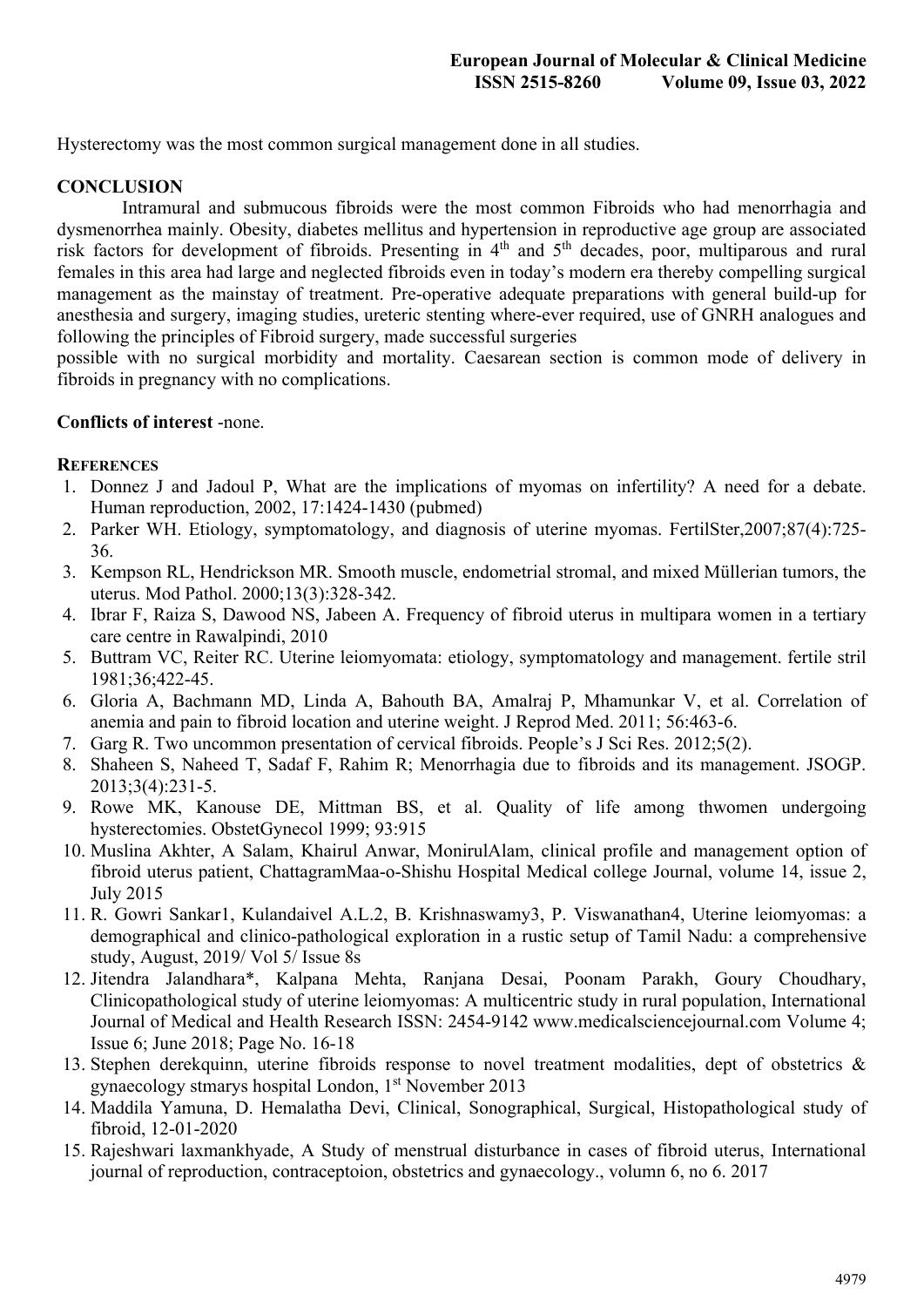Hysterectomy was the most common surgical management done in all studies.

## CONCLUSION

Intramural and submucous fibroids were the most common Fibroids who had menorrhagia and dysmenorrhea mainly. Obesity, diabetes mellitus and hypertension in reproductive age group are associated risk factors for development of fibroids. Presenting in 4th and 5th decades, poor, multiparous and rural females in this area had large and neglected fibroids even in today's modern era thereby compelling surgical management as the mainstay of treatment. Pre-operative adequate preparations with general build-up for anesthesia and surgery, imaging studies, ureteric stenting where-ever required, use of GNRH analogues and following the principles of Fibroid surgery, made successful surgeries possible with no surgical morbidity and mortality. Caesarean section is common mode of delivery in fibroids in pregnancy with no complications.

**Conflicts of interest** -none.

## REFERENCES

1. Donnez J and Jadoul P, What are the implications of myomas on infertility? A need for a debate. Human reproduction, 2002, 17:1424-1430 (pubmed)
2. Parker WH. Etiology, symptomatology, and diagnosis of uterine myomas. FertilSter,2007;87(4):725-36.
3. Kempson RL, Hendrickson MR. Smooth muscle, endometrial stromal, and mixed Müllerian tumors, the uterus. Mod Pathol. 2000;13(3):328-342.
4. Ibrar F, Raiza S, Dawood NS, Jabeen A. Frequency of fibroid uterus in multipara women in a tertiary care centre in Rawalpindi, 2010
5. Buttram VC, Reiter RC. Uterine leiomyomata: etiology, symptomatology and management. fertile stril 1981;36;422-45.
6. Gloria A, Bachmann MD, Linda A, Bahouth BA, Amalraj P, Mhamunkar V, et al. Correlation of anemia and pain to fibroid location and uterine weight. J Reprod Med. 2011; 56:463-6.
7. Garg R. Two uncommon presentation of cervical fibroids. People's J Sci Res. 2012;5(2).
8. Shaheen S, Naheed T, Sadaf F, Rahim R; Menorrhagia due to fibroids and its management. JSOGP. 2013;3(4):231-5.
9. Rowe MK, Kanouse DE, Mittman BS, et al. Quality of life among thwomen undergoing hysterectomies. ObstetGynecol 1999; 93:915
10. Muslina Akhter, A Salam, Khairul Anwar, MonirulAlam, clinical profile and management option of fibroid uterus patient, ChattagramMaa-o-Shishu Hospital Medical college Journal, volume 14, issue 2, July 2015
11. R. Gowri Sankar1, Kulandaivel A.L.2, B. Krishnaswamy3, P. Viswanathan4, Uterine leiomyomas: a demographical and clinico-pathological exploration in a rustic setup of Tamil Nadu: a comprehensive study, August, 2019/ Vol 5/ Issue 8s
12. Jitendra Jalandhara*, Kalpana Mehta, Ranjana Desai, Poonam Parakh, Goury Choudhary, Clinicopathological study of uterine leiomyomas: A multicentric study in rural population, International Journal of Medical and Health Research ISSN: 2454-9142 www.medicalsciencejournal.com Volume 4; Issue 6; June 2018; Page No. 16-18
13. Stephen derekquinn, uterine fibroids response to novel treatment modalities, dept of obstetrics & gynaecology stmarys hospital London, 1st November 2013
14. Maddila Yamuna, D. Hemalatha Devi, Clinical, Sonographical, Surgical, Histopathological study of fibroid, 12-01-2020
15. Rajeshwari laxmankhyade, A Study of menstrual disturbance in cases of fibroid uterus, International journal of reproduction, contraceptoion, obstetrics and gynaecology., volumn 6, no 6. 2017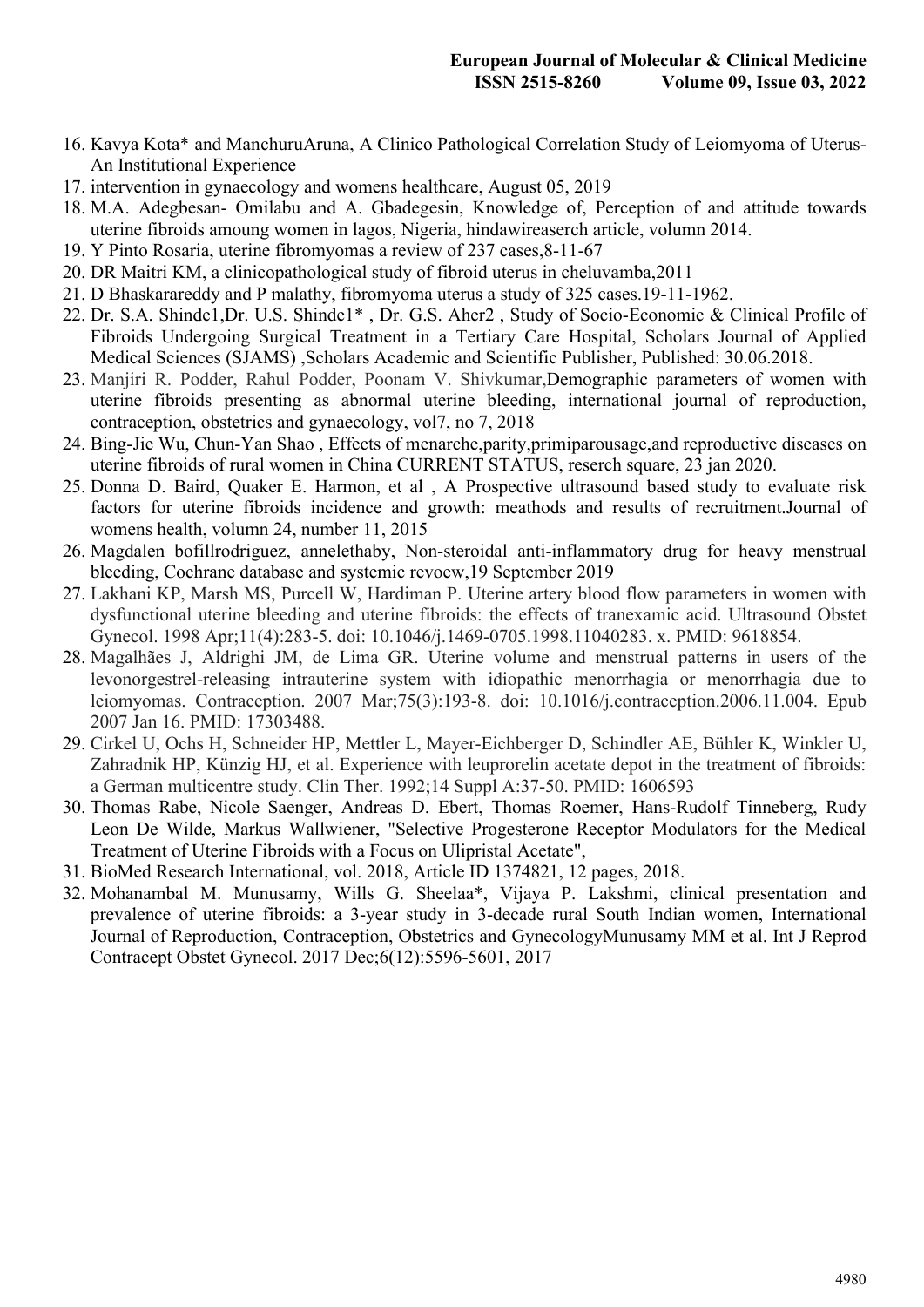16. Kavya Kota* and ManchuruAruna, A Clinico Pathological Correlation Study of Leiomyoma of Uterus-An Institutional Experience
17. intervention in gynaecology and womens healthcare, August 05, 2019
18. M.A. Adegbesan- Omilabu and A. Gbadegesin, Knowledge of, Perception of and attitude towards uterine fibroids amoung women in lagos, Nigeria, hindawireaserch article, volumn 2014.
19. Y Pinto Rosaria, uterine fibromyomas a review of 237 cases,8-11-67
20. DR Maitri KM, a clinicopathological study of fibroid uterus in cheluvamba,2011
21. D Bhaskarareddy and P malathy, fibromyoma uterus a study of 325 cases.19-11-1962.
22. Dr. S.A. Shinde1,Dr. U.S. Shinde1* , Dr. G.S. Aher2 , Study of Socio-Economic & Clinical Profile of Fibroids Undergoing Surgical Treatment in a Tertiary Care Hospital, Scholars Journal of Applied Medical Sciences (SJAMS) ,Scholars Academic and Scientific Publisher, Published: 30.06.2018.
23. Manjiri R. Podder, Rahul Podder, Poonam V. Shivkumar,Demographic parameters of women with uterine fibroids presenting as abnormal uterine bleeding, international journal of reproduction, contraception, obstetrics and gynaecology, vol7, no 7, 2018
24. Bing-Jie Wu, Chun-Yan Shao , Effects of menarche,parity,primiparousage,and reproductive diseases on uterine fibroids of rural women in China CURRENT STATUS, reserch square, 23 jan 2020.
25. Donna D. Baird, Quaker E. Harmon, et al , A Prospective ultrasound based study to evaluate risk factors for uterine fibroids incidence and growth: meathods and results of recruitment.Journal of womens health, volumn 24, number 11, 2015
26. Magdalen bofillrodriguez, annelethaby, Non-steroidal anti-inflammatory drug for heavy menstrual bleeding, Cochrane database and systemic revoew,19 September 2019
27. Lakhani KP, Marsh MS, Purcell W, Hardiman P. Uterine artery blood flow parameters in women with dysfunctional uterine bleeding and uterine fibroids: the effects of tranexamic acid. Ultrasound Obstet Gynecol. 1998 Apr;11(4):283-5. doi: 10.1046/j.1469-0705.1998.11040283. x. PMID: 9618854.
28. Magalhães J, Aldrighi JM, de Lima GR. Uterine volume and menstrual patterns in users of the levonorgestrel-releasing intrauterine system with idiopathic menorrhagia or menorrhagia due to leiomyomas. Contraception. 2007 Mar;75(3):193-8. doi: 10.1016/j.contraception.2006.11.004. Epub 2007 Jan 16. PMID: 17303488.
29. Cirkel U, Ochs H, Schneider HP, Mettler L, Mayer-Eichberger D, Schindler AE, Bühler K, Winkler U, Zahradnik HP, Künzig HJ, et al. Experience with leuprorelin acetate depot in the treatment of fibroids: a German multicentre study. Clin Ther. 1992;14 Suppl A:37-50. PMID: 1606593
30. Thomas Rabe, Nicole Saenger, Andreas D. Ebert, Thomas Roemer, Hans-Rudolf Tinneberg, Rudy Leon De Wilde, Markus Wallwiener, "Selective Progesterone Receptor Modulators for the Medical Treatment of Uterine Fibroids with a Focus on Ulipristal Acetate",
31. BioMed Research International, vol. 2018, Article ID 1374821, 12 pages, 2018.
32. Mohanambal M. Munusamy, Wills G. Sheelaa*, Vijaya P. Lakshmi, clinical presentation and prevalence of uterine fibroids: a 3-year study in 3-decade rural South Indian women, International Journal of Reproduction, Contraception, Obstetrics and GynecologyMunusamy MM et al. Int J Reprod Contracept Obstet Gynecol. 2017 Dec;6(12):5596-5601, 2017